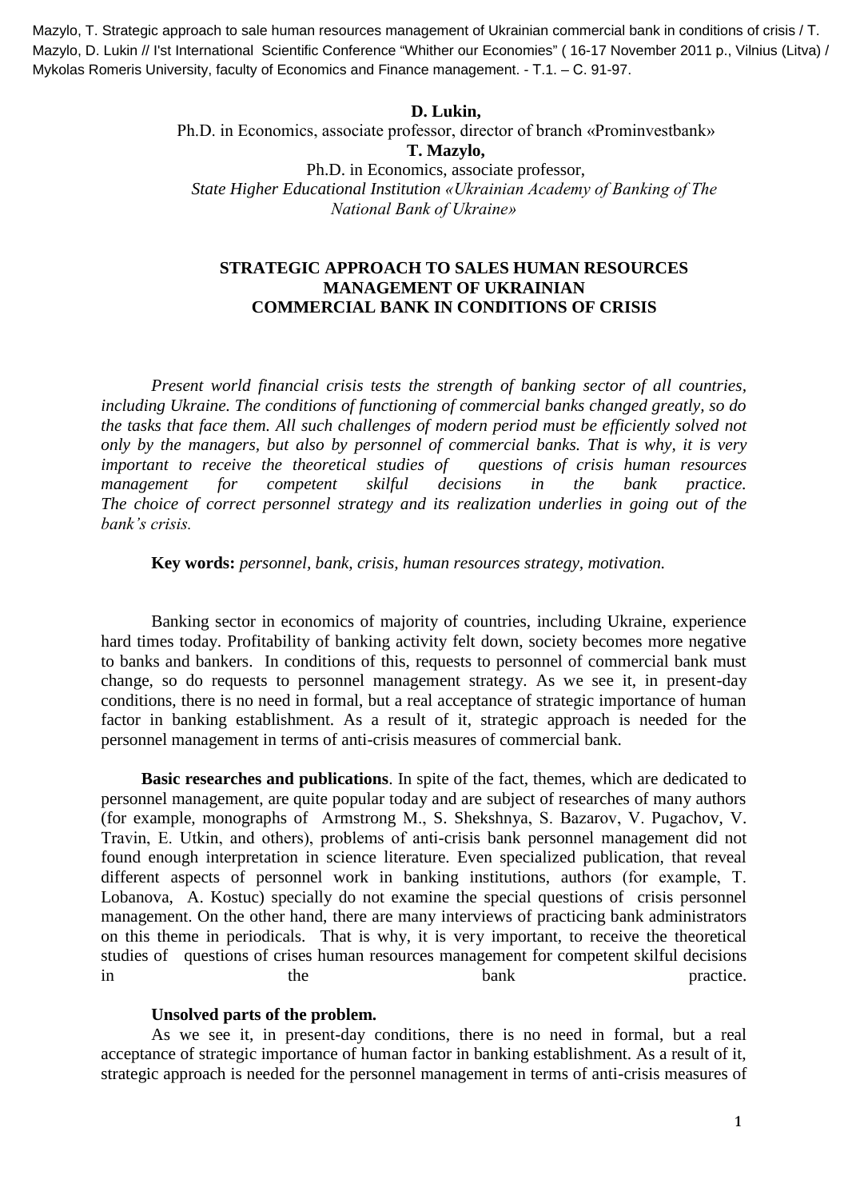Mazylo, T. Strategic approach to sale human resources management of Ukrainian commercial bank in conditions of crisis / T. Mazylo, D. Lukin // I'st International Scientific Conference "Whither our Economies" ( 16-17 November 2011 p., Vilnius (Litva) / Mykolas Romeris University, faculty of Economics and Finance management. - T.1. – C. 91-97.

**D. Lukin,**
Ph.D. in Economics, associate professor, director of branch «Prominvestbank»
**T. Mazylo,**
Ph.D. in Economics, associate professor,
*State Higher Educational Institution «Ukrainian Academy of Banking of The National Bank of Ukraine»*

# STRATEGIC APPROACH TO SALES HUMAN RESOURCES MANAGEMENT OF UKRAINIAN COMMERCIAL BANK IN CONDITIONS OF CRISIS

*Present world financial crisis tests the strength of banking sector of all countries, including Ukraine. The conditions of functioning of commercial banks changed greatly, so do the tasks that face them. All such challenges of modern period must be efficiently solved not only by the managers, but also by personnel of commercial banks. That is why, it is very important to receive the theoretical studies of questions of crisis human resources management for competent skilful decisions in the bank practice. The choice of correct personnel strategy and its realization underlies in going out of the bank's crisis.*

**Key words:** *personnel, bank, crisis, human resources strategy, motivation.*

Banking sector in economics of majority of countries, including Ukraine, experience hard times today. Profitability of banking activity felt down, society becomes more negative to banks and bankers. In conditions of this, requests to personnel of commercial bank must change, so do requests to personnel management strategy. As we see it, in present-day conditions, there is no need in formal, but a real acceptance of strategic importance of human factor in banking establishment. As a result of it, strategic approach is needed for the personnel management in terms of anti-crisis measures of commercial bank.

**Basic researches and publications**. In spite of the fact, themes, which are dedicated to personnel management, are quite popular today and are subject of researches of many authors (for example, monographs of Armstrong M., S. Shekshnya, S. Bazarov, V. Pugachov, V. Travin, E. Utkin, and others), problems of anti-crisis bank personnel management did not found enough interpretation in science literature. Even specialized publication, that reveal different aspects of personnel work in banking institutions, authors (for example, T. Lobanova, A. Kostuc) specially do not examine the special questions of crisis personnel management. On the other hand, there are many interviews of practicing bank administrators on this theme in periodicals. That is why, it is very important, to receive the theoretical studies of questions of crises human resources management for competent skilful decisions in the bank practice.

**Unsolved parts of the problem.**

As we see it, in present-day conditions, there is no need in formal, but a real acceptance of strategic importance of human factor in banking establishment. As a result of it, strategic approach is needed for the personnel management in terms of anti-crisis measures of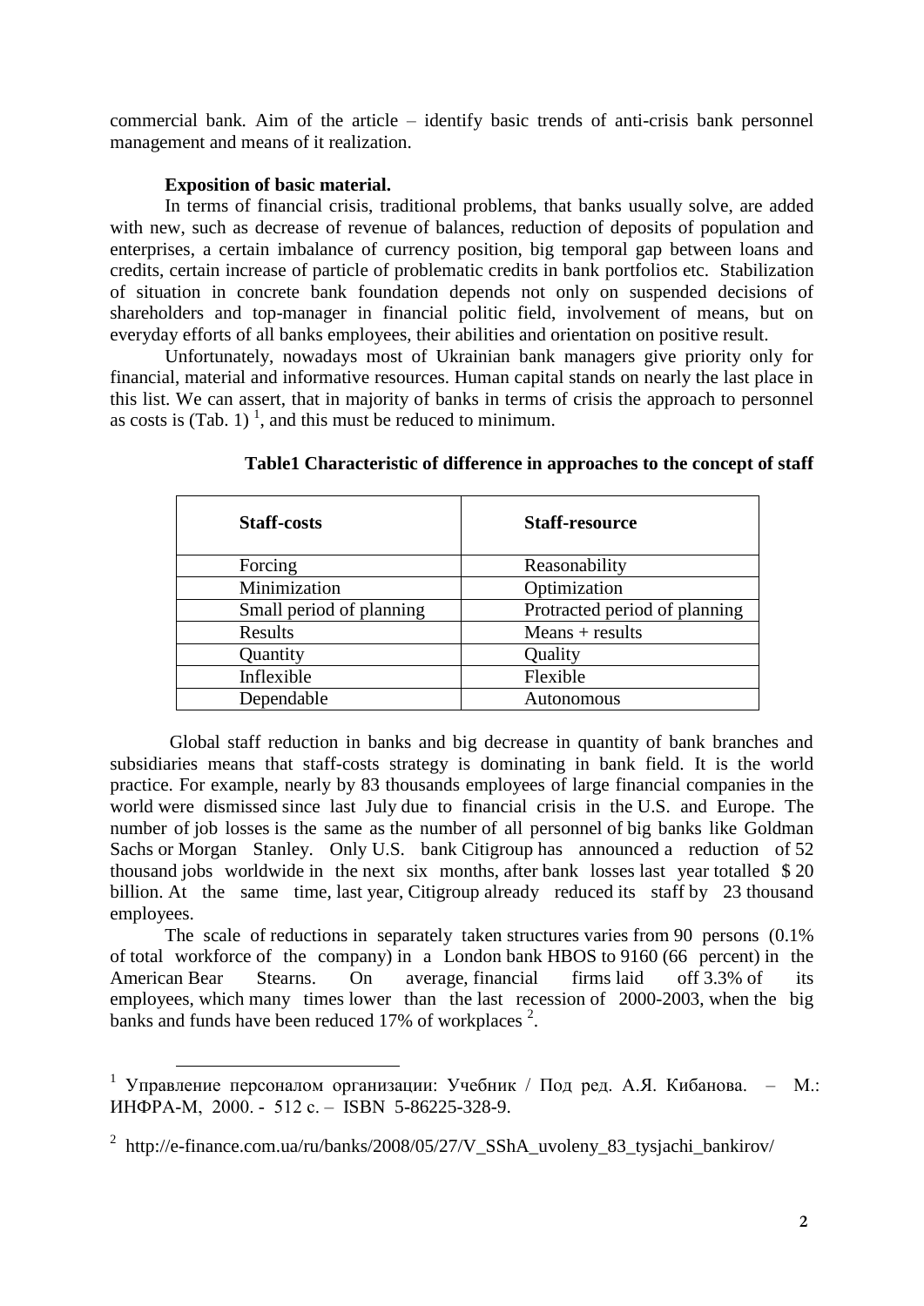commercial bank. Aim of the article – identify basic trends of anti-crisis bank personnel management and means of it realization.

**Exposition of basic material.**

In terms of financial crisis, traditional problems, that banks usually solve, are added with new, such as decrease of revenue of balances, reduction of deposits of population and enterprises, a certain imbalance of currency position, big temporal gap between loans and credits, certain increase of particle of problematic credits in bank portfolios etc. Stabilization of situation in concrete bank foundation depends not only on suspended decisions of shareholders and top-manager in financial politic field, involvement of means, but on everyday efforts of all banks employees, their abilities and orientation on positive result.

Unfortunately, nowadays most of Ukrainian bank managers give priority only for financial, material and informative resources. Human capital stands on nearly the last place in this list. We can assert, that in majority of banks in terms of crisis the approach to personnel as costs is (Tab. 1) [1], and this must be reduced to minimum.

**Table1 Characteristic of difference in approaches to the concept of staff**

| **Staff-costs** | **Staff-resource** |
|---|---|
| Forcing | Reasonability |
| Minimization | Optimization |
| Small period of planning | Protracted period of planning |
| Results | Means + results |
| Quantity | Quality |
| Inflexible | Flexible |
| Dependable | Autonomous |

Global staff reduction in banks and big decrease in quantity of bank branches and subsidiaries means that staff-costs strategy is dominating in bank field. It is the world practice. For example, nearly by 83 thousands employees of large financial companies in the world were dismissed since last July due to financial crisis in the U.S. and Europe. The number of job losses is the same as the number of all personnel of big banks like Goldman Sachs or Morgan Stanley. Only U.S. bank Citigroup has announced a reduction of 52 thousand jobs worldwide in the next six months, after bank losses last year totalled $ 20 billion. At the same time, last year, Citigroup already reduced its staff by 23 thousand employees.

The scale of reductions in separately taken structures varies from 90 persons (0.1% of total workforce of the company) in a London bank HBOS to 9160 (66 percent) in the American Bear Stearns. On average, financial firms laid off 3.3% of its employees, which many times lower than the last recession of 2000-2003, when the big banks and funds have been reduced 17% of workplaces [2].

---

[1] Управление персоналом организации: Учебник / Под ред. А.Я. Кибанова. – М.: ИНФРА-М, 2000. - 512 с. – ISBN 5-86225-328-9.

[2] http://e-finance.com.ua/ru/banks/2008/05/27/V_SShA_uvoleny_83_tysjachi_bankirov/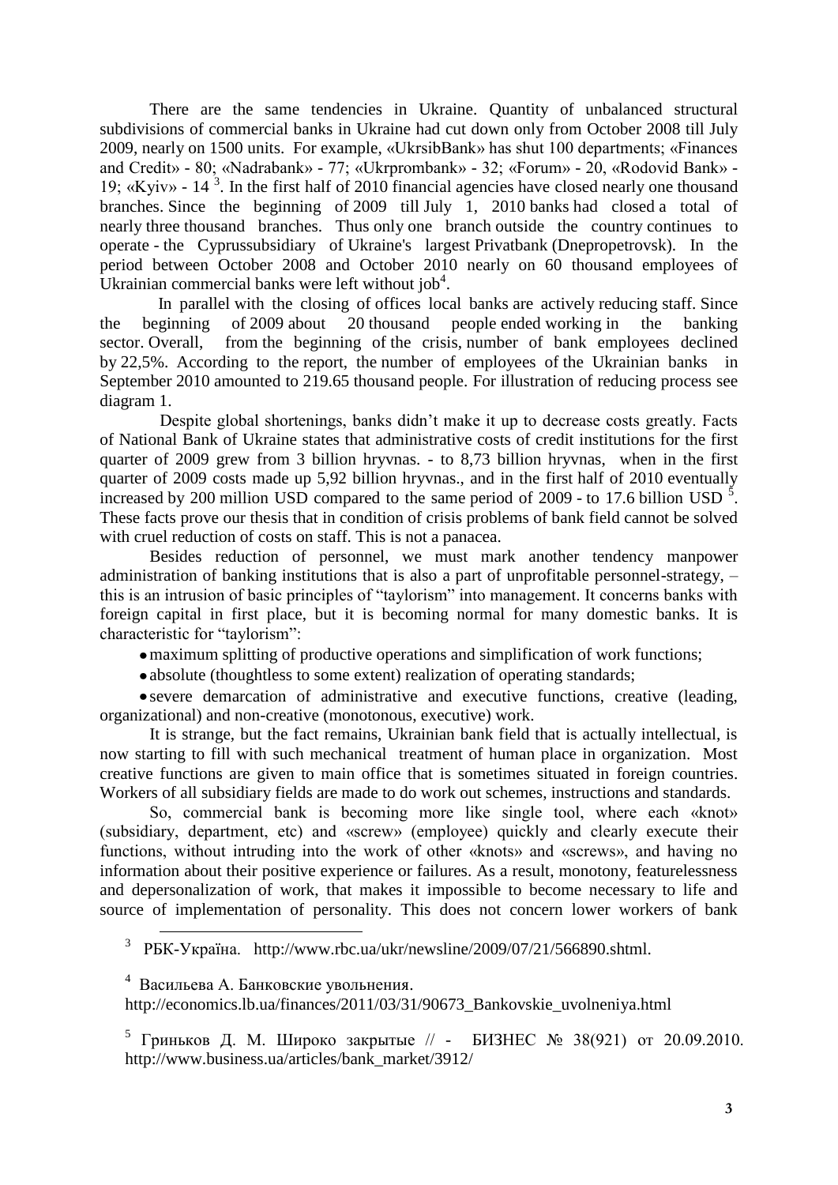There are the same tendencies in Ukraine. Quantity of unbalanced structural subdivisions of commercial banks in Ukraine had cut down only from October 2008 till July 2009, nearly on 1500 units. For example, «UkrsibBank» has shut 100 departments; «Finances and Credit» - 80; «Nadrabank» - 77; «Ukrprombank» - 32; «Forum» - 20, «Rodovid Bank» - 19; «Kyiv» - 14 [3]. In the first half of 2010 financial agencies have closed nearly one thousand branches. Since the beginning of 2009 till July 1, 2010 banks had closed a total of nearly three thousand branches. Thus only one branch outside the country continues to operate - the Cyprussubsidiary of Ukraine's largest Privatbank (Dnepropetrovsk). In the period between October 2008 and October 2010 nearly on 60 thousand employees of Ukrainian commercial banks were left without job[4].

In parallel with the closing of offices local banks are actively reducing staff. Since the beginning of 2009 about 20 thousand people ended working in the banking sector. Overall, from the beginning of the crisis, number of bank employees declined by 22,5%. According to the report, the number of employees of the Ukrainian banks in September 2010 amounted to 219.65 thousand people. For illustration of reducing process see diagram 1.

Despite global shortenings, banks didn't make it up to decrease costs greatly. Facts of National Bank of Ukraine states that administrative costs of credit institutions for the first quarter of 2009 grew from 3 billion hryvnas. - to 8,73 billion hryvnas, when in the first quarter of 2009 costs made up 5,92 billion hryvnas., and in the first half of 2010 eventually increased by 200 million USD compared to the same period of 2009 - to 17.6 billion USD [5]. These facts prove our thesis that in condition of crisis problems of bank field cannot be solved with cruel reduction of costs on staff. This is not a panacea.

Besides reduction of personnel, we must mark another tendency manpower administration of banking institutions that is also a part of unprofitable personnel-strategy, – this is an intrusion of basic principles of "taylorism" into management. It concerns banks with foreign capital in first place, but it is becoming normal for many domestic banks. It is characteristic for "taylorism":

- maximum splitting of productive operations and simplification of work functions;
- absolute (thoughtless to some extent) realization of operating standards;
- severe demarcation of administrative and executive functions, creative (leading, organizational) and non-creative (monotonous, executive) work.

It is strange, but the fact remains, Ukrainian bank field that is actually intellectual, is now starting to fill with such mechanical treatment of human place in organization. Most creative functions are given to main office that is sometimes situated in foreign countries. Workers of all subsidiary fields are made to do work out schemes, instructions and standards.

So, commercial bank is becoming more like single tool, where each «knot» (subsidiary, department, etc) and «screw» (employee) quickly and clearly execute their functions, without intruding into the work of other «knots» and «screws», and having no information about their positive experience or failures. As a result, monotony, featurelessness and depersonalization of work, that makes it impossible to become necessary to life and source of implementation of personality. This does not concern lower workers of bank

---

[3] РБК-Україна. http://www.rbc.ua/ukr/newsline/2009/07/21/566890.shtml.

[4] Васильева А. Банковские увольнения. http://economics.lb.ua/finances/2011/03/31/90673_Bankovskie_uvolneniya.html

[5] Гриньков Д. М. Широко закрытые // - БИЗНЕС № 38(921) от 20.09.2010. http://www.business.ua/articles/bank_market/3912/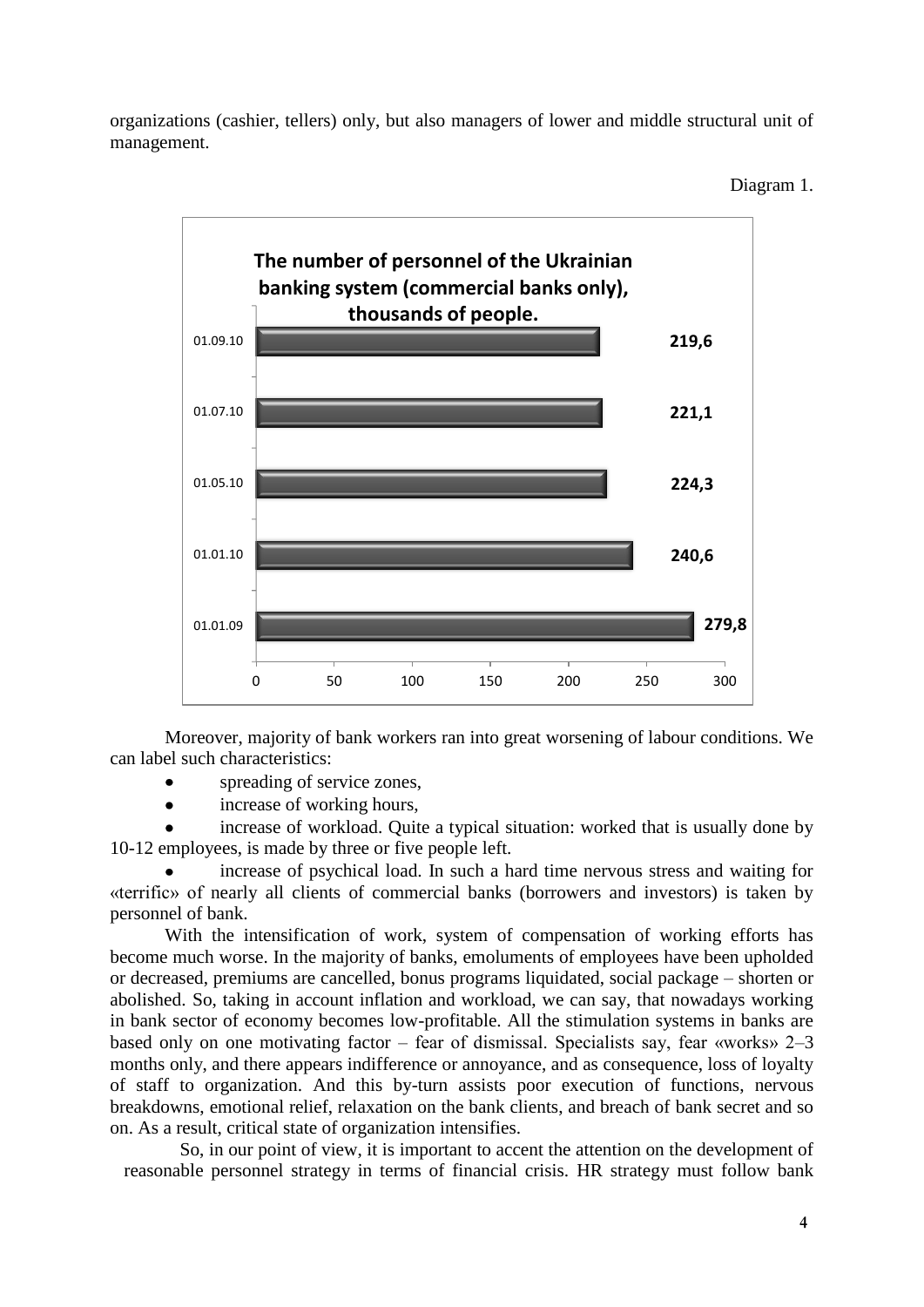organizations (cashier, tellers) only, but also managers of lower and middle structural unit of management.

Diagram 1.

**The number of personnel of the Ukrainian banking system (commercial banks only), thousands of people.**

| Date | Number of personnel, thousands of people |
|---|---|
| 01.09.10 | 219,6 |
| 01.07.10 | 221,1 |
| 01.05.10 | 224,3 |
| 01.01.10 | 240,6 |
| 01.01.09 | 279,8 |

Moreover, majority of bank workers ran into great worsening of labour conditions. We can label such characteristics:

- spreading of service zones,
- increase of working hours,
- increase of workload. Quite a typical situation: worked that is usually done by 10-12 employees, is made by three or five people left.
- increase of psychical load. In such a hard time nervous stress and waiting for «terrific» of nearly all clients of commercial banks (borrowers and investors) is taken by personnel of bank.

With the intensification of work, system of compensation of working efforts has become much worse. In the majority of banks, emoluments of employees have been upholded or decreased, premiums are cancelled, bonus programs liquidated, social package – shorten or abolished. So, taking in account inflation and workload, we can say, that nowadays working in bank sector of economy becomes low-profitable. All the stimulation systems in banks are based only on one motivating factor – fear of dismissal. Specialists say, fear «works» 2–3 months only, and there appears indifference or annoyance, and as consequence, loss of loyalty of staff to organization. And this by-turn assists poor execution of functions, nervous breakdowns, emotional relief, relaxation on the bank clients, and breach of bank secret and so on. As a result, critical state of organization intensifies.

So, in our point of view, it is important to accent the attention on the development of reasonable personnel strategy in terms of financial crisis. HR strategy must follow bank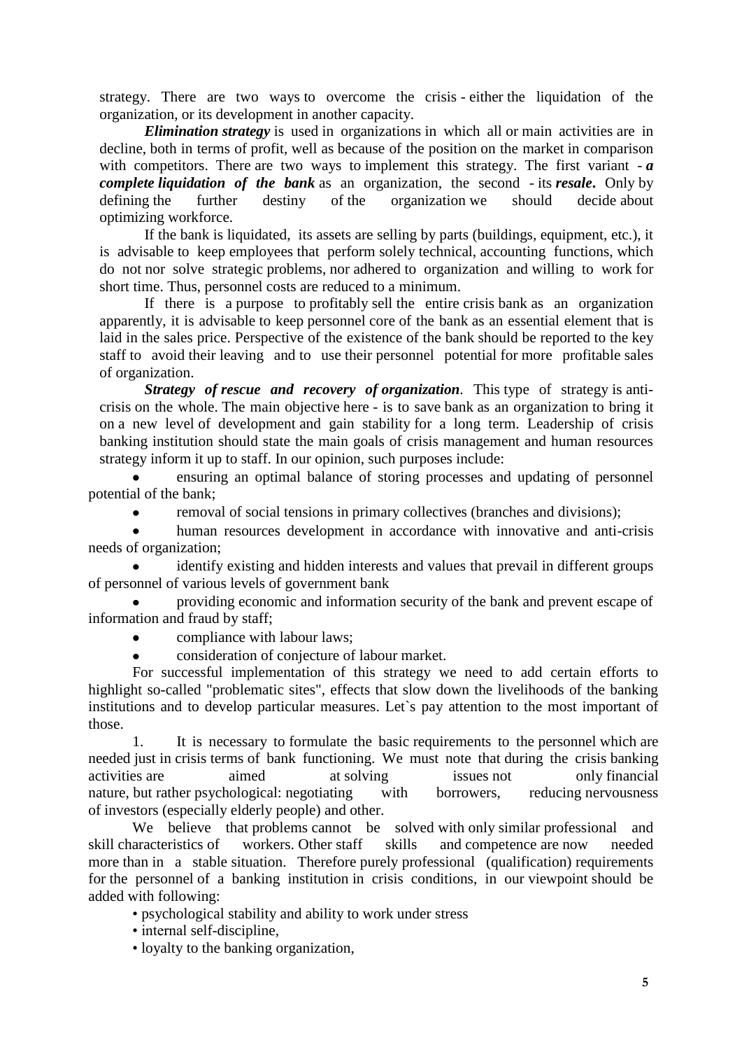strategy. There are two ways to overcome the crisis - either the liquidation of the organization, or its development in another capacity.

***Elimination strategy*** is used in organizations in which all or main activities are in decline, both in terms of profit, well as because of the position on the market in comparison with competitors. There are two ways to implement this strategy. The first variant - ***a complete liquidation of the bank*** as an organization, the second - its ***resale***. Only by defining the further destiny of the organization we should decide about optimizing workforce.

If the bank is liquidated, its assets are selling by parts (buildings, equipment, etc.), it is advisable to keep employees that perform solely technical, accounting functions, which do not nor solve strategic problems, nor adhered to organization and willing to work for short time. Thus, personnel costs are reduced to a minimum.

If there is a purpose to profitably sell the entire crisis bank as an organization apparently, it is advisable to keep personnel core of the bank as an essential element that is laid in the sales price. Perspective of the existence of the bank should be reported to the key staff to avoid their leaving and to use their personnel potential for more profitable sales of organization.

***Strategy of rescue and recovery of organization***. This type of strategy is anti-crisis on the whole. The main objective here - is to save bank as an organization to bring it on a new level of development and gain stability for a long term. Leadership of crisis banking institution should state the main goals of crisis management and human resources strategy inform it up to staff. In our opinion, such purposes include:

- ensuring an optimal balance of storing processes and updating of personnel potential of the bank;
- removal of social tensions in primary collectives (branches and divisions);
- human resources development in accordance with innovative and anti-crisis needs of organization;
- identify existing and hidden interests and values that prevail in different groups of personnel of various levels of government bank
- providing economic and information security of the bank and prevent escape of information and fraud by staff;
- compliance with labour laws;
- consideration of conjecture of labour market.

For successful implementation of this strategy we need to add certain efforts to highlight so-called "problematic sites", effects that slow down the livelihoods of the banking institutions and to develop particular measures. Let`s pay attention to the most important of those.

1. It is necessary to formulate the basic requirements to the personnel which are needed just in crisis terms of bank functioning. We must note that during the crisis banking activities are aimed at solving issues not only financial nature, but rather psychological: negotiating with borrowers, reducing nervousness of investors (especially elderly people) and other.

We believe that problems cannot be solved with only similar professional and skill characteristics of workers. Other staff skills and competence are now needed more than in a stable situation. Therefore purely professional (qualification) requirements for the personnel of a banking institution in crisis conditions, in our viewpoint should be added with following:

- psychological stability and ability to work under stress
- internal self-discipline,
- loyalty to the banking organization,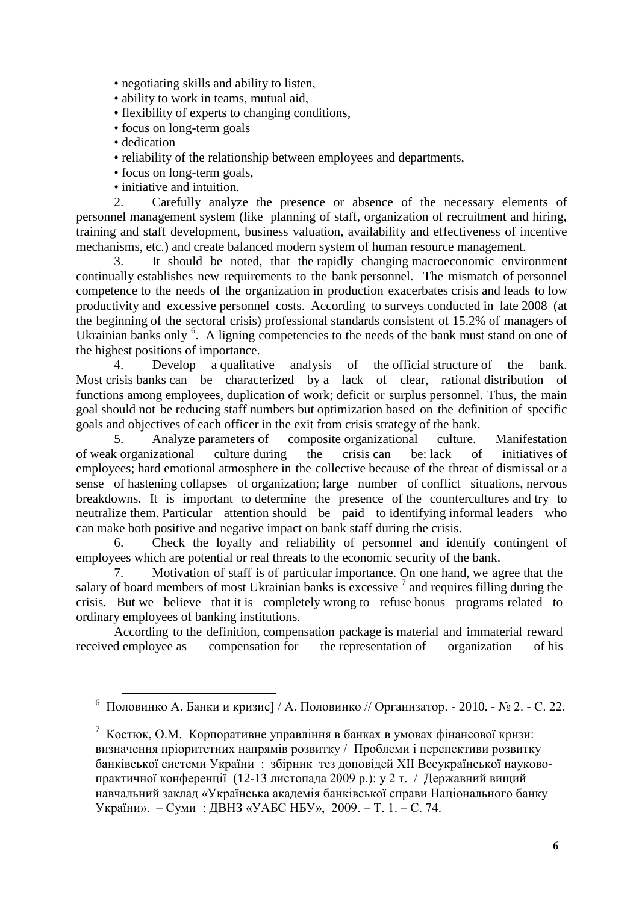- negotiating skills and ability to listen,
- ability to work in teams, mutual aid,
- flexibility of experts to changing conditions,
- focus on long-term goals
- dedication
- reliability of the relationship between employees and departments,
- focus on long-term goals,
- initiative and intuition.

2. Carefully analyze the presence or absence of the necessary elements of personnel management system (like planning of staff, organization of recruitment and hiring, training and staff development, business valuation, availability and effectiveness of incentive mechanisms, etc.) and create balanced modern system of human resource management.

3. It should be noted, that the rapidly changing macroeconomic environment continually establishes new requirements to the bank personnel. The mismatch of personnel competence to the needs of the organization in production exacerbates crisis and leads to low productivity and excessive personnel costs. According to surveys conducted in late 2008 (at the beginning of the sectoral crisis) professional standards consistent of 15.2% of managers of Ukrainian banks only [6]. A ligning competencies to the needs of the bank must stand on one of the highest positions of importance.

4. Develop a qualitative analysis of the official structure of the bank. Most crisis banks can be characterized by a lack of clear, rational distribution of functions among employees, duplication of work; deficit or surplus personnel. Thus, the main goal should not be reducing staff numbers but optimization based on the definition of specific goals and objectives of each officer in the exit from crisis strategy of the bank.

5. Analyze parameters of composite organizational culture. Manifestation of weak organizational culture during the crisis can be: lack of initiatives of employees; hard emotional atmosphere in the collective because of the threat of dismissal or a sense of hastening collapses of organization; large number of conflict situations, nervous breakdowns. It is important to determine the presence of the countercultures and try to neutralize them. Particular attention should be paid to identifying informal leaders who can make both positive and negative impact on bank staff during the crisis.

6. Check the loyalty and reliability of personnel and identify contingent of employees which are potential or real threats to the economic security of the bank.

7. Motivation of staff is of particular importance. On one hand, we agree that the salary of board members of most Ukrainian banks is excessive [7] and requires filling during the crisis. But we believe that it is completely wrong to refuse bonus programs related to ordinary employees of banking institutions.

According to the definition, compensation package is material and immaterial reward received employee as compensation for the representation of organization of his

---

[6] Половинко А. Банки и кризис] / А. Половинко // Организатор. - 2010. - № 2. - С. 22.

[7] Костюк, О.М. Корпоративне управління в банках в умовах фінансової кризи: визначення пріоритетних напрямів розвитку / Проблеми і перспективи розвитку банківської системи України : збірник тез доповідей XII Всеукраїнської науково-практичної конференції (12-13 листопада 2009 р.): у 2 т. / Державний вищий навчальний заклад «Українська академія банківської справи Національного банку України». – Суми : ДВНЗ «УАБС НБУ», 2009. – Т. 1. – С. 74.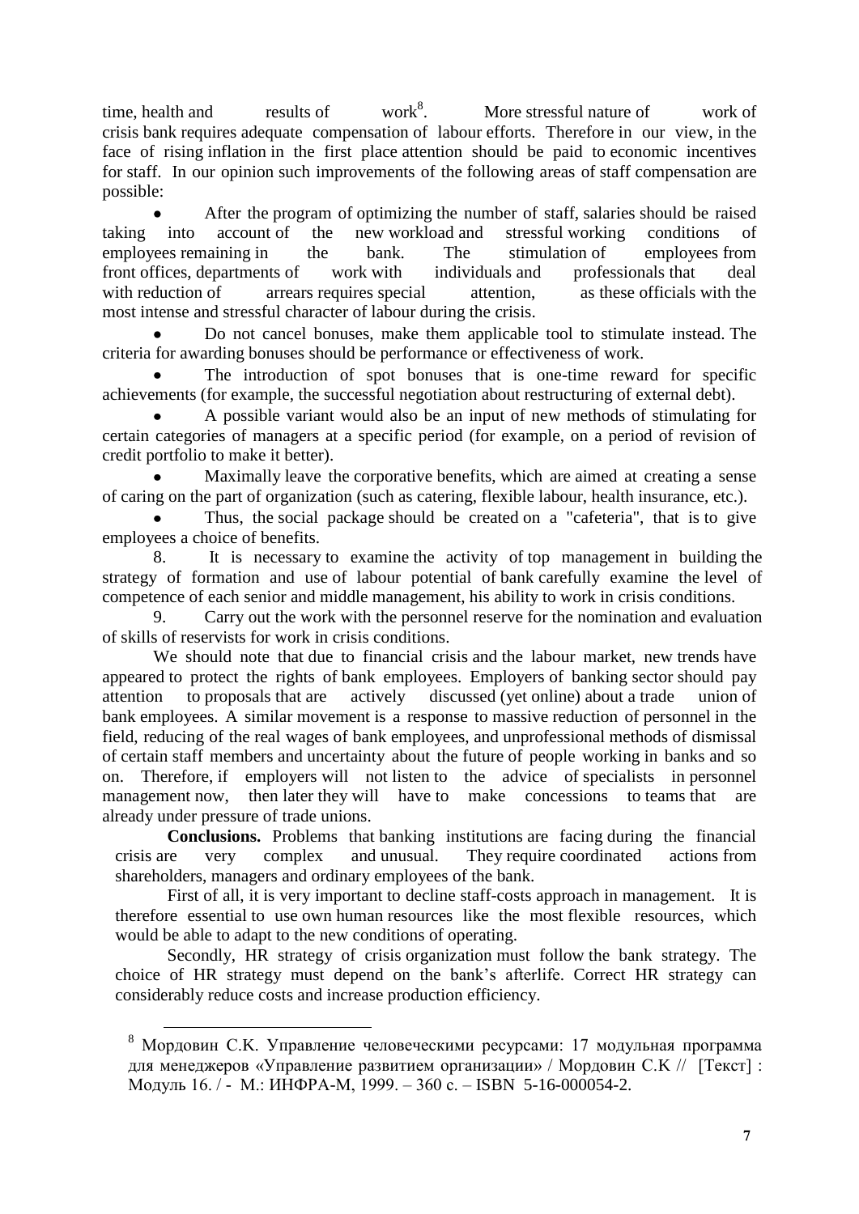time, health and results of work[8]. More stressful nature of work of crisis bank requires adequate compensation of labour efforts. Therefore in our view, in the face of rising inflation in the first place attention should be paid to economic incentives for staff. In our opinion such improvements of the following areas of staff compensation are possible:

- After the program of optimizing the number of staff, salaries should be raised taking into account of the new workload and stressful working conditions of employees remaining in the bank. The stimulation of employees from front offices, departments of work with individuals and professionals that deal with reduction of arrears requires special attention, as these officials with the most intense and stressful character of labour during the crisis.
- Do not cancel bonuses, make them applicable tool to stimulate instead. The criteria for awarding bonuses should be performance or effectiveness of work.
- The introduction of spot bonuses that is one-time reward for specific achievements (for example, the successful negotiation about restructuring of external debt).
- A possible variant would also be an input of new methods of stimulating for certain categories of managers at a specific period (for example, on a period of revision of credit portfolio to make it better).
- Maximally leave the corporative benefits, which are aimed at creating a sense of caring on the part of organization (such as catering, flexible labour, health insurance, etc.).
- Thus, the social package should be created on a "cafeteria", that is to give employees a choice of benefits.

8. It is necessary to examine the activity of top management in building the strategy of formation and use of labour potential of bank carefully examine the level of competence of each senior and middle management, his ability to work in crisis conditions.
9. Carry out the work with the personnel reserve for the nomination and evaluation of skills of reservists for work in crisis conditions.

We should note that due to financial crisis and the labour market, new trends have appeared to protect the rights of bank employees. Employers of banking sector should pay attention to proposals that are actively discussed (yet online) about a trade union of bank employees. A similar movement is a response to massive reduction of personnel in the field, reducing of the real wages of bank employees, and unprofessional methods of dismissal of certain staff members and uncertainty about the future of people working in banks and so on. Therefore, if employers will not listen to the advice of specialists in personnel management now, then later they will have to make concessions to teams that are already under pressure of trade unions.

**Conclusions.** Problems that banking institutions are facing during the financial crisis are very complex and unusual. They require coordinated actions from shareholders, managers and ordinary employees of the bank.

First of all, it is very important to decline staff-costs approach in management. It is therefore essential to use own human resources like the most flexible resources, which would be able to adapt to the new conditions of operating.

Secondly, HR strategy of crisis organization must follow the bank strategy. The choice of HR strategy must depend on the bank's afterlife. Correct HR strategy can considerably reduce costs and increase production efficiency.

---

[8] Мордовин С.К. Управление человеческими ресурсами: 17 модульная программа для менеджеров «Управление развитием организации» / Мордовин С.К // [Текст] : Модуль 16. / - М.: ИНФРА-М, 1999. – 360 с. – ISBN 5-16-000054-2.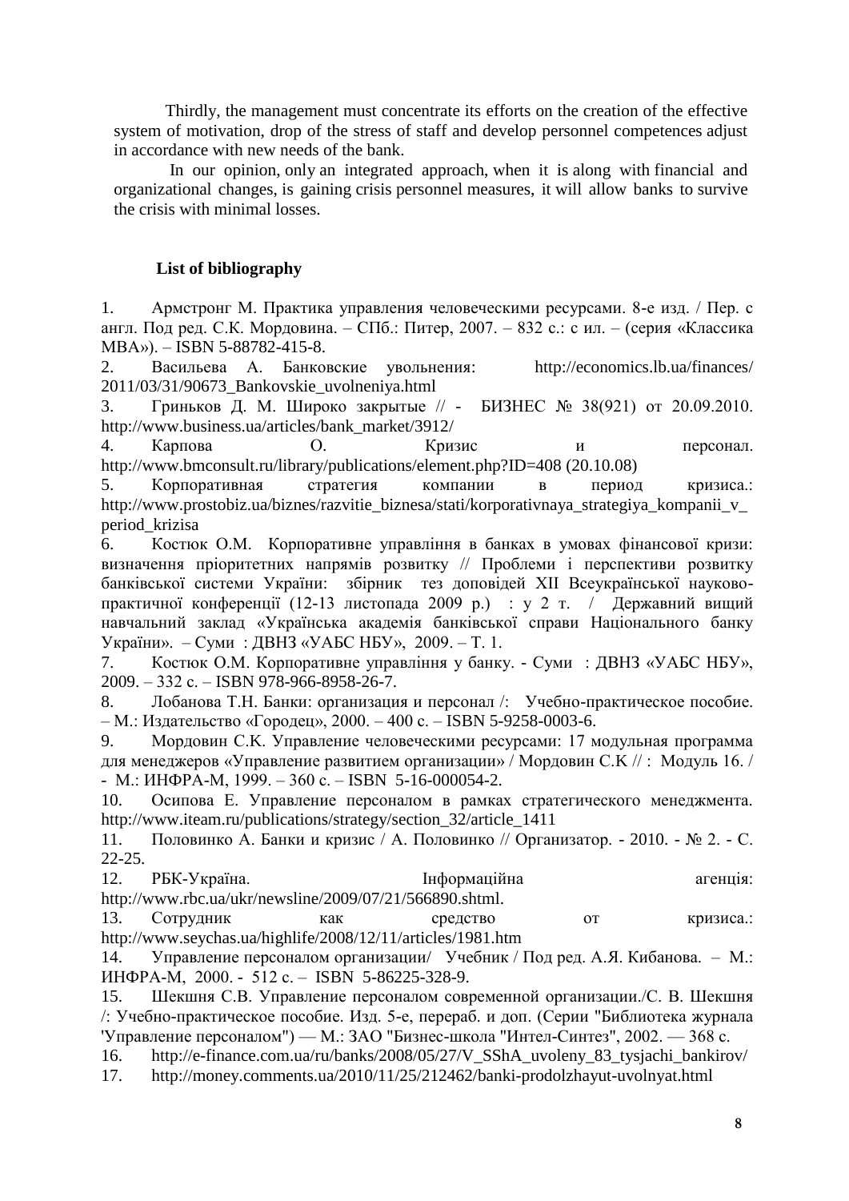Thirdly, the management must concentrate its efforts on the creation of the effective system of motivation, drop of the stress of staff and develop personnel competences adjust in accordance with new needs of the bank.

In our opinion, only an integrated approach, when it is along with financial and organizational changes, is gaining crisis personnel measures, it will allow banks to survive the crisis with minimal losses.

**List of bibliography**

1. Армстронг М. Практика управления человеческими ресурсами. 8-е изд. / Пер. с англ. Под ред. С.К. Мордовина. – СПб.: Питер, 2007. – 832 с.: с ил. – (серия «Классика MBA»). – ISBN 5-88782-415-8.
2. Васильева А. Банковские увольнения: http://economics.lb.ua/finances/2011/03/31/90673_Bankovskie_uvolneniya.html
3. Гриньков Д. М. Широко закрытые // - БИЗНЕС № 38(921) от 20.09.2010. http://www.business.ua/articles/bank_market/3912/
4. Карпова О. Кризис и персонал. http://www.bmconsult.ru/library/publications/element.php?ID=408 (20.10.08)
5. Корпоративная стратегия компании в период кризиса.: http://www.prostobiz.ua/biznes/razvitie_biznesa/stati/korporativnaya_strategiya_kompanii_v_period_krizisa
6. Костюк О.М. Корпоративне управління в банках в умовах фінансової кризи: визначення пріоритетних напрямів розвитку // Проблеми і перспективи розвитку банківської системи України: збірник тез доповідей XII Всеукраїнської науково-практичної конференції (12-13 листопада 2009 р.) : у 2 т. / Державний вищий навчальний заклад «Українська академія банківської справи Національного банку України». – Суми : ДВНЗ «УАБС НБУ», 2009. – Т. 1.
7. Костюк О.М. Корпоративне управління у банку. - Суми : ДВНЗ «УАБС НБУ», 2009. – 332 с. – ISBN 978-966-8958-26-7.
8. Лобанова Т.Н. Банки: организация и персонал /: Учебно-практическое пособие. – М.: Издательство «Городец», 2000. – 400 с. – ISBN 5-9258-0003-6.
9. Мордовин С.К. Управление человеческими ресурсами: 17 модульная программа для менеджеров «Управление развитием организации» / Мордовин С.К // : Модуль 16. / - М.: ИНФРА-М, 1999. – 360 с. – ISBN 5-16-000054-2.
10. Осипова Е. Управление персоналом в рамках стратегического менеджмента. http://www.iteam.ru/publications/strategy/section_32/article_1411
11. Половинко А. Банки и кризис / А. Половинко // Организатор. - 2010. - № 2. - С. 22-25.
12. РБК-Україна. Інформаційна агенція: http://www.rbc.ua/ukr/newsline/2009/07/21/566890.shtml.
13. Сотрудник как средство от кризиса.: http://www.seychas.ua/highlife/2008/12/11/articles/1981.htm
14. Управление персоналом организации/ Учебник / Под ред. А.Я. Кибанова. – М.: ИНФРА-М, 2000. - 512 с. – ISBN 5-86225-328-9.
15. Шекшня С.В. Управление персоналом современной организации./С. В. Шекшня /: Учебно-практическое пособие. Изд. 5-е, перераб. и доп. (Серии "Библиотека журнала 'Управление персоналом") — М.: ЗАО "Бизнес-школа "Интел-Синтез", 2002. — 368 с.
16. http://e-finance.com.ua/ru/banks/2008/05/27/V_SShA_uvoleny_83_tysjachi_bankirov/
17. http://money.comments.ua/2010/11/25/212462/banki-prodolzhayut-uvolnyat.html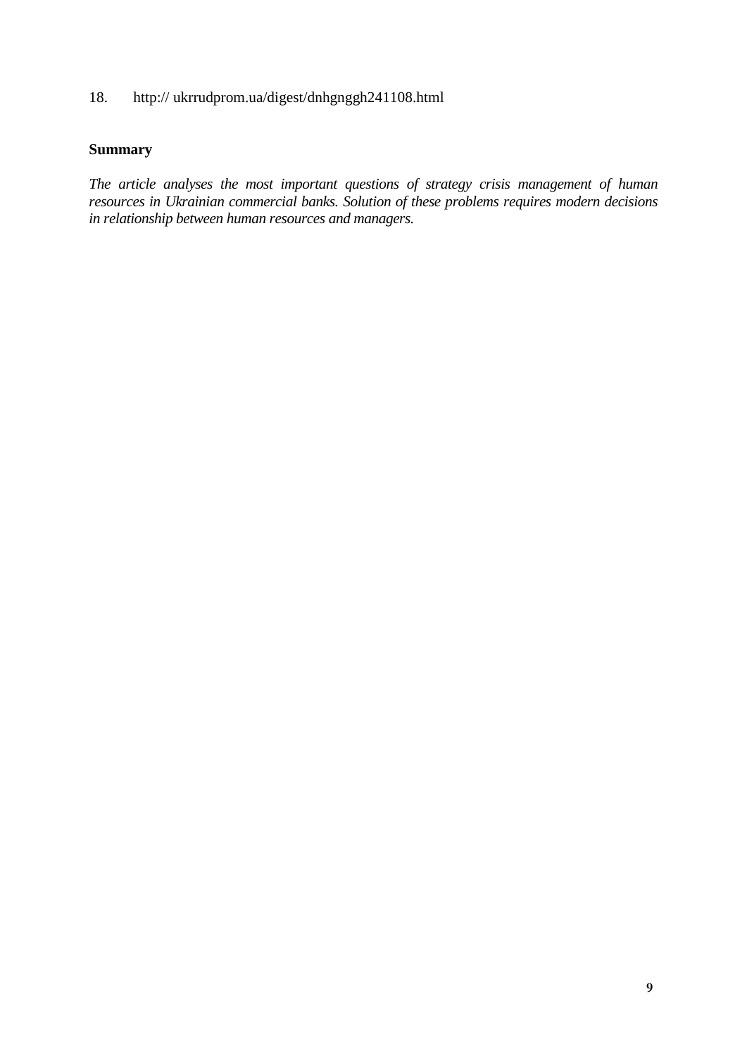18. http:// ukrrudprom.ua/digest/dnhgnggh241108.html

**Summary**

*The article analyses the most important questions of strategy crisis management of human resources in Ukrainian commercial banks. Solution of these problems requires modern decisions in relationship between human resources and managers.*